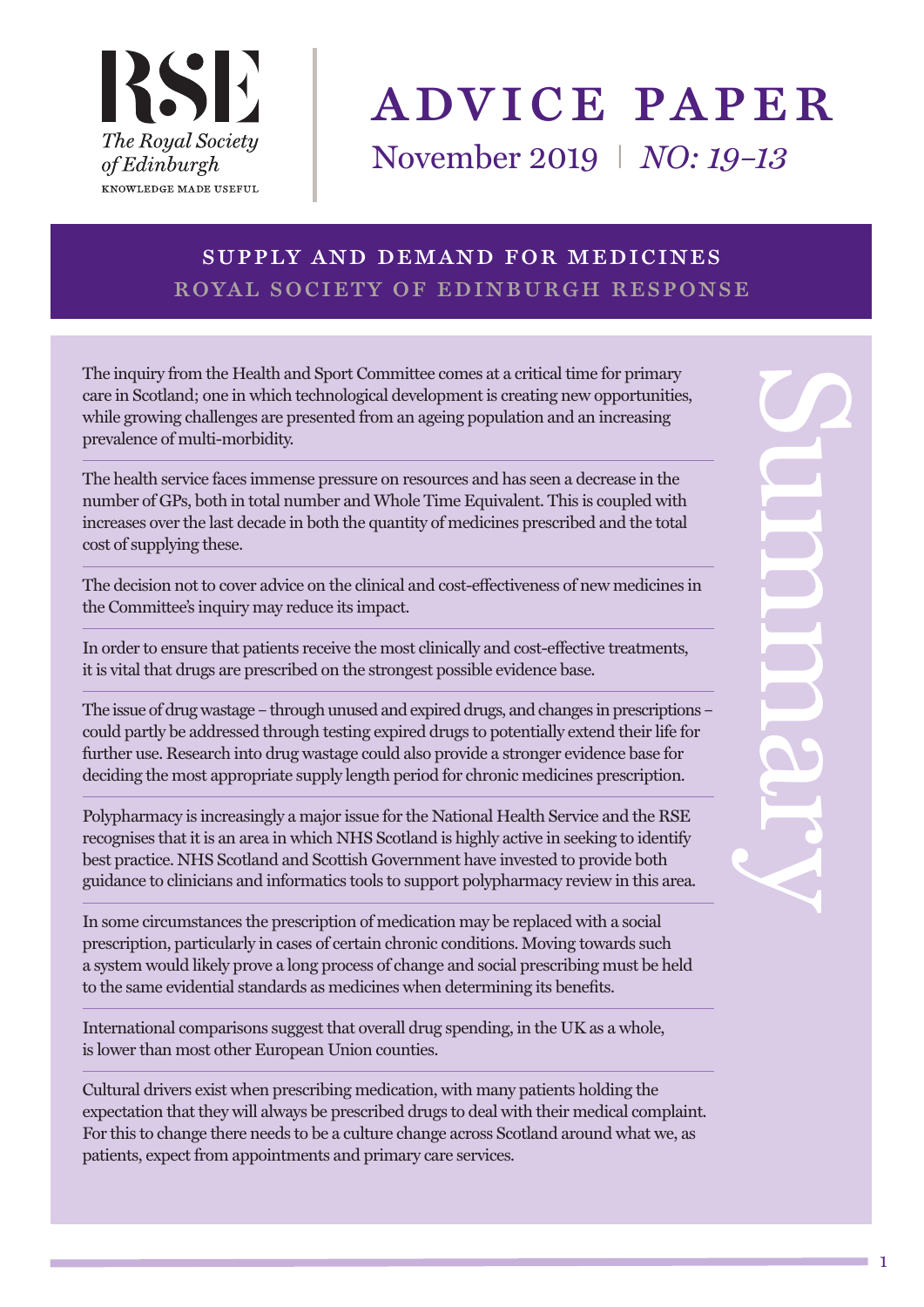RSE

The Royal Society of Edinburgh

KNOWLEDGE MADE USEFUL

# ADVICE PAPER

November 2019 | *NO: 19–13*

## SUPPLY AND DEMAND FOR MEDICINES

### ROYAL SOCIETY OF EDINBURGH RESPONSE

## Summary

The inquiry from the Health and Sport Committee comes at a critical time for primary care in Scotland; one in which technological development is creating new opportunities, while growing challenges are presented from an ageing population and an increasing prevalence of multi-morbidity.

The health service faces immense pressure on resources and has seen a decrease in the number of GPs, both in total number and Whole Time Equivalent. This is coupled with increases over the last decade in both the quantity of medicines prescribed and the total cost of supplying these.

The decision not to cover advice on the clinical and cost-effectiveness of new medicines in the Committee's inquiry may reduce its impact.

In order to ensure that patients receive the most clinically and cost-effective treatments, it is vital that drugs are prescribed on the strongest possible evidence base.

The issue of drug wastage – through unused and expired drugs, and changes in prescriptions – could partly be addressed through testing expired drugs to potentially extend their life for further use. Research into drug wastage could also provide a stronger evidence base for deciding the most appropriate supply length period for chronic medicines prescription.

Polypharmacy is increasingly a major issue for the National Health Service and the RSE recognises that it is an area in which NHS Scotland is highly active in seeking to identify best practice. NHS Scotland and Scottish Government have invested to provide both guidance to clinicians and informatics tools to support polypharmacy review in this area.

In some circumstances the prescription of medication may be replaced with a social prescription, particularly in cases of certain chronic conditions. Moving towards such a system would likely prove a long process of change and social prescribing must be held to the same evidential standards as medicines when determining its benefits.

International comparisons suggest that overall drug spending, in the UK as a whole, is lower than most other European Union counties.

Cultural drivers exist when prescribing medication, with many patients holding the expectation that they will always be prescribed drugs to deal with their medical complaint. For this to change there needs to be a culture change across Scotland around what we, as patients, expect from appointments and primary care services.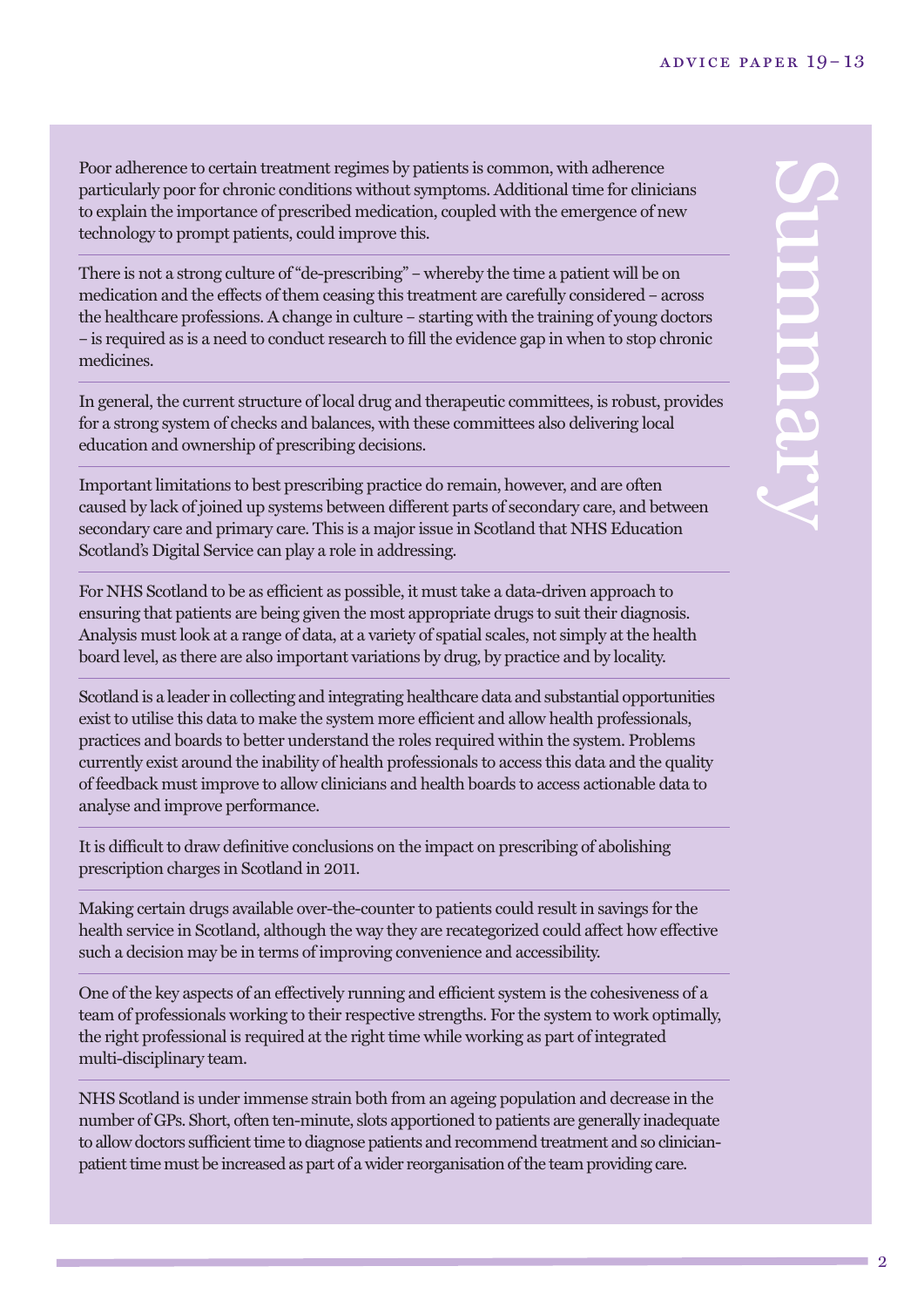# Summary

Poor adherence to certain treatment regimes by patients is common, with adherence particularly poor for chronic conditions without symptoms. Additional time for clinicians to explain the importance of prescribed medication, coupled with the emergence of new technology to prompt patients, could improve this.

There is not a strong culture of "de-prescribing" – whereby the time a patient will be on medication and the effects of them ceasing this treatment are carefully considered – across the healthcare professions. A change in culture – starting with the training of young doctors – is required as is a need to conduct research to fill the evidence gap in when to stop chronic medicines.

In general, the current structure of local drug and therapeutic committees, is robust, provides for a strong system of checks and balances, with these committees also delivering local education and ownership of prescribing decisions.

Important limitations to best prescribing practice do remain, however, and are often caused by lack of joined up systems between different parts of secondary care, and between secondary care and primary care. This is a major issue in Scotland that NHS Education Scotland's Digital Service can play a role in addressing.

For NHS Scotland to be as efficient as possible, it must take a data-driven approach to ensuring that patients are being given the most appropriate drugs to suit their diagnosis. Analysis must look at a range of data, at a variety of spatial scales, not simply at the health board level, as there are also important variations by drug, by practice and by locality.

Scotland is a leader in collecting and integrating healthcare data and substantial opportunities exist to utilise this data to make the system more efficient and allow health professionals, practices and boards to better understand the roles required within the system. Problems currently exist around the inability of health professionals to access this data and the quality of feedback must improve to allow clinicians and health boards to access actionable data to analyse and improve performance.

It is difficult to draw definitive conclusions on the impact on prescribing of abolishing prescription charges in Scotland in 2011.

Making certain drugs available over-the-counter to patients could result in savings for the health service in Scotland, although the way they are recategorized could affect how effective such a decision may be in terms of improving convenience and accessibility.

One of the key aspects of an effectively running and efficient system is the cohesiveness of a team of professionals working to their respective strengths. For the system to work optimally, the right professional is required at the right time while working as part of integrated multi-disciplinary team.

NHS Scotland is under immense strain both from an ageing population and decrease in the number of GPs. Short, often ten-minute, slots apportioned to patients are generally inadequate to allow doctors sufficient time to diagnose patients and recommend treatment and so clinician-patient time must be increased as part of a wider reorganisation of the team providing care.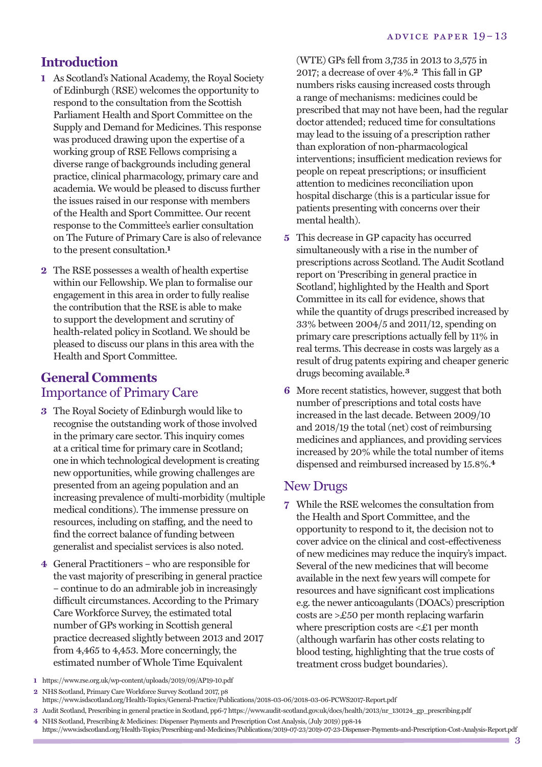## Introduction

1 As Scotland's National Academy, the Royal Society of Edinburgh (RSE) welcomes the opportunity to respond to the consultation from the Scottish Parliament Health and Sport Committee on the Supply and Demand for Medicines. This response was produced drawing upon the expertise of a working group of RSE Fellows comprising a diverse range of backgrounds including general practice, clinical pharmacology, primary care and academia. We would be pleased to discuss further the issues raised in our response with members of the Health and Sport Committee. Our recent response to the Committee's earlier consultation on The Future of Primary Care is also of relevance to the present consultation.[1]

2 The RSE possesses a wealth of health expertise within our Fellowship. We plan to formalise our engagement in this area in order to fully realise the contribution that the RSE is able to make to support the development and scrutiny of health-related policy in Scotland. We should be pleased to discuss our plans in this area with the Health and Sport Committee.

## General Comments

### Importance of Primary Care

3 The Royal Society of Edinburgh would like to recognise the outstanding work of those involved in the primary care sector. This inquiry comes at a critical time for primary care in Scotland; one in which technological development is creating new opportunities, while growing challenges are presented from an ageing population and an increasing prevalence of multi-morbidity (multiple medical conditions). The immense pressure on resources, including on staffing, and the need to find the correct balance of funding between generalist and specialist services is also noted.

4 General Practitioners – who are responsible for the vast majority of prescribing in general practice – continue to do an admirable job in increasingly difficult circumstances. According to the Primary Care Workforce Survey, the estimated total number of GPs working in Scottish general practice decreased slightly between 2013 and 2017 from 4,465 to 4,453. More concerningly, the estimated number of Whole Time Equivalent (WTE) GPs fell from 3,735 in 2013 to 3,575 in 2017; a decrease of over 4%.[2] This fall in GP numbers risks causing increased costs through a range of mechanisms: medicines could be prescribed that may not have been, had the regular doctor attended; reduced time for consultations may lead to the issuing of a prescription rather than exploration of non-pharmacological interventions; insufficient medication reviews for people on repeat prescriptions; or insufficient attention to medicines reconciliation upon hospital discharge (this is a particular issue for patients presenting with concerns over their mental health).

5 This decrease in GP capacity has occurred simultaneously with a rise in the number of prescriptions across Scotland. The Audit Scotland report on 'Prescribing in general practice in Scotland', highlighted by the Health and Sport Committee in its call for evidence, shows that while the quantity of drugs prescribed increased by 33% between 2004/5 and 2011/12, spending on primary care prescriptions actually fell by 11% in real terms. This decrease in costs was largely as a result of drug patents expiring and cheaper generic drugs becoming available.[3]

6 More recent statistics, however, suggest that both number of prescriptions and total costs have increased in the last decade. Between 2009/10 and 2018/19 the total (net) cost of reimbursing medicines and appliances, and providing services increased by 20% while the total number of items dispensed and reimbursed increased by 15.8%.[4]

### New Drugs

7 While the RSE welcomes the consultation from the Health and Sport Committee, and the opportunity to respond to it, the decision not to cover advice on the clinical and cost-effectiveness of new medicines may reduce the inquiry's impact. Several of the new medicines that will become available in the next few years will compete for resources and have significant cost implications e.g. the newer anticoagulants (DOACs) prescription costs are >£50 per month replacing warfarin where prescription costs are <£1 per month (although warfarin has other costs relating to blood testing, highlighting that the true costs of treatment cross budget boundaries).

---

1 https://www.rse.org.uk/wp-content/uploads/2019/09/AP19-10.pdf

2 NHS Scotland, Primary Care Workforce Survey Scotland 2017, p8 https://www.isdscotland.org/Health-Topics/General-Practice/Publications/2018-03-06/2018-03-06-PCWS2017-Report.pdf

3 Audit Scotland, Prescribing in general practice in Scotland, pp6-7 https://www.audit-scotland.gov.uk/docs/health/2013/nr_130124_gp_prescribing.pdf

4 NHS Scotland, Prescribing & Medicines: Dispenser Payments and Prescription Cost Analysis, (July 2019) pp8-14 https://www.isdscotland.org/Health-Topics/Prescribing-and-Medicines/Publications/2019-07-23/2019-07-23-Dispenser-Payments-and-Prescription-Cost-Analysis-Report.pdf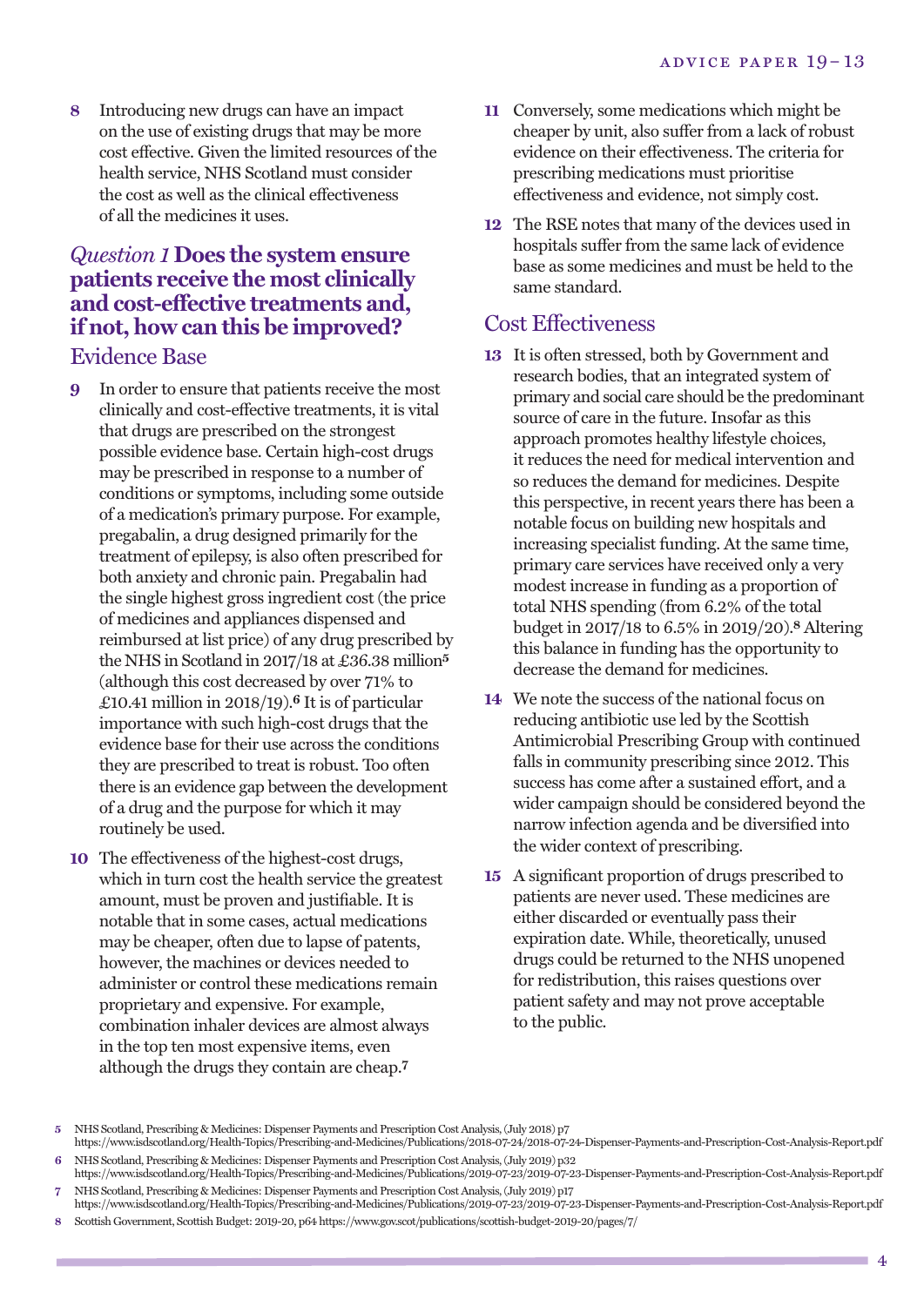8 Introducing new drugs can have an impact on the use of existing drugs that may be more cost effective. Given the limited resources of the health service, NHS Scotland must consider the cost as well as the clinical effectiveness of all the medicines it uses.

## *Question 1* Does the system ensure patients receive the most clinically and cost-effective treatments and, if not, how can this be improved?

### Evidence Base

9 In order to ensure that patients receive the most clinically and cost-effective treatments, it is vital that drugs are prescribed on the strongest possible evidence base. Certain high-cost drugs may be prescribed in response to a number of conditions or symptoms, including some outside of a medication's primary purpose. For example, pregabalin, a drug designed primarily for the treatment of epilepsy, is also often prescribed for both anxiety and chronic pain. Pregabalin had the single highest gross ingredient cost (the price of medicines and appliances dispensed and reimbursed at list price) of any drug prescribed by the NHS in Scotland in 2017/18 at £36.38 million[5] (although this cost decreased by over 71% to £10.41 million in 2018/19).[6] It is of particular importance with such high-cost drugs that the evidence base for their use across the conditions they are prescribed to treat is robust. Too often there is an evidence gap between the development of a drug and the purpose for which it may routinely be used.

10 The effectiveness of the highest-cost drugs, which in turn cost the health service the greatest amount, must be proven and justifiable. It is notable that in some cases, actual medications may be cheaper, often due to lapse of patents, however, the machines or devices needed to administer or control these medications remain proprietary and expensive. For example, combination inhaler devices are almost always in the top ten most expensive items, even although the drugs they contain are cheap.[7]

11 Conversely, some medications which might be cheaper by unit, also suffer from a lack of robust evidence on their effectiveness. The criteria for prescribing medications must prioritise effectiveness and evidence, not simply cost.

12 The RSE notes that many of the devices used in hospitals suffer from the same lack of evidence base as some medicines and must be held to the same standard.

### Cost Effectiveness

13 It is often stressed, both by Government and research bodies, that an integrated system of primary and social care should be the predominant source of care in the future. Insofar as this approach promotes healthy lifestyle choices, it reduces the need for medical intervention and so reduces the demand for medicines. Despite this perspective, in recent years there has been a notable focus on building new hospitals and increasing specialist funding. At the same time, primary care services have received only a very modest increase in funding as a proportion of total NHS spending (from 6.2% of the total budget in 2017/18 to 6.5% in 2019/20).[8] Altering this balance in funding has the opportunity to decrease the demand for medicines.

14 We note the success of the national focus on reducing antibiotic use led by the Scottish Antimicrobial Prescribing Group with continued falls in community prescribing since 2012. This success has come after a sustained effort, and a wider campaign should be considered beyond the narrow infection agenda and be diversified into the wider context of prescribing.

15 A significant proportion of drugs prescribed to patients are never used. These medicines are either discarded or eventually pass their expiration date. While, theoretically, unused drugs could be returned to the NHS unopened for redistribution, this raises questions over patient safety and may not prove acceptable to the public.

---

5 NHS Scotland, Prescribing & Medicines: Dispenser Payments and Prescription Cost Analysis, (July 2018) p7 https://www.isdscotland.org/Health-Topics/Prescribing-and-Medicines/Publications/2018-07-24/2018-07-24-Dispenser-Payments-and-Prescription-Cost-Analysis-Report.pdf

6 NHS Scotland, Prescribing & Medicines: Dispenser Payments and Prescription Cost Analysis, (July 2019) p32 https://www.isdscotland.org/Health-Topics/Prescribing-and-Medicines/Publications/2019-07-23/2019-07-23-Dispenser-Payments-and-Prescription-Cost-Analysis-Report.pdf

7 NHS Scotland, Prescribing & Medicines: Dispenser Payments and Prescription Cost Analysis, (July 2019) p17 https://www.isdscotland.org/Health-Topics/Prescribing-and-Medicines/Publications/2019-07-23/2019-07-23-Dispenser-Payments-and-Prescription-Cost-Analysis-Report.pdf

8 Scottish Government, Scottish Budget: 2019-20, p64 https://www.gov.scot/publications/scottish-budget-2019-20/pages/7/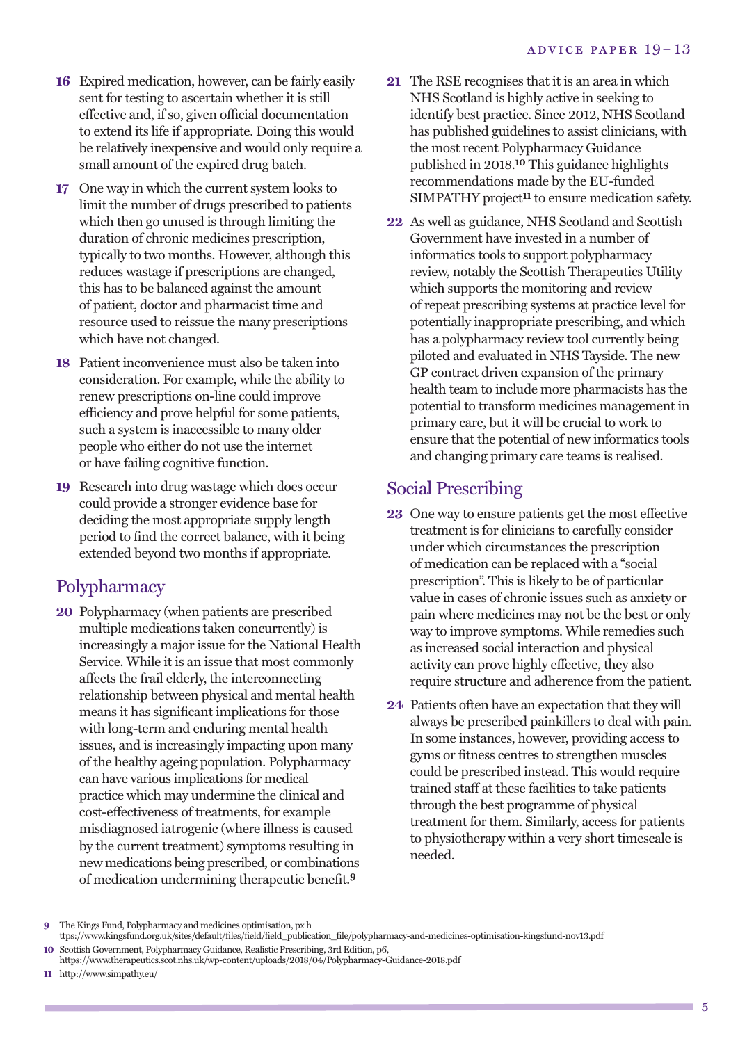16 Expired medication, however, can be fairly easily sent for testing to ascertain whether it is still effective and, if so, given official documentation to extend its life if appropriate. Doing this would be relatively inexpensive and would only require a small amount of the expired drug batch.

17 One way in which the current system looks to limit the number of drugs prescribed to patients which then go unused is through limiting the duration of chronic medicines prescription, typically to two months. However, although this reduces wastage if prescriptions are changed, this has to be balanced against the amount of patient, doctor and pharmacist time and resource used to reissue the many prescriptions which have not changed.

18 Patient inconvenience must also be taken into consideration. For example, while the ability to renew prescriptions on-line could improve efficiency and prove helpful for some patients, such a system is inaccessible to many older people who either do not use the internet or have failing cognitive function.

19 Research into drug wastage which does occur could provide a stronger evidence base for deciding the most appropriate supply length period to find the correct balance, with it being extended beyond two months if appropriate.

## Polypharmacy

20 Polypharmacy (when patients are prescribed multiple medications taken concurrently) is increasingly a major issue for the National Health Service. While it is an issue that most commonly affects the frail elderly, the interconnecting relationship between physical and mental health means it has significant implications for those with long-term and enduring mental health issues, and is increasingly impacting upon many of the healthy ageing population. Polypharmacy can have various implications for medical practice which may undermine the clinical and cost-effectiveness of treatments, for example misdiagnosed iatrogenic (where illness is caused by the current treatment) symptoms resulting in new medications being prescribed, or combinations of medication undermining therapeutic benefit.[9]

21 The RSE recognises that it is an area in which NHS Scotland is highly active in seeking to identify best practice. Since 2012, NHS Scotland has published guidelines to assist clinicians, with the most recent Polypharmacy Guidance published in 2018.[10] This guidance highlights recommendations made by the EU-funded SIMPATHY project[11] to ensure medication safety.

22 As well as guidance, NHS Scotland and Scottish Government have invested in a number of informatics tools to support polypharmacy review, notably the Scottish Therapeutics Utility which supports the monitoring and review of repeat prescribing systems at practice level for potentially inappropriate prescribing, and which has a polypharmacy review tool currently being piloted and evaluated in NHS Tayside. The new GP contract driven expansion of the primary health team to include more pharmacists has the potential to transform medicines management in primary care, but it will be crucial to work to ensure that the potential of new informatics tools and changing primary care teams is realised.

## Social Prescribing

23 One way to ensure patients get the most effective treatment is for clinicians to carefully consider under which circumstances the prescription of medication can be replaced with a "social prescription". This is likely to be of particular value in cases of chronic issues such as anxiety or pain where medicines may not be the best or only way to improve symptoms. While remedies such as increased social interaction and physical activity can prove highly effective, they also require structure and adherence from the patient.

24 Patients often have an expectation that they will always be prescribed painkillers to deal with pain. In some instances, however, providing access to gyms or fitness centres to strengthen muscles could be prescribed instead. This would require trained staff at these facilities to take patients through the best programme of physical treatment for them. Similarly, access for patients to physiotherapy within a very short timescale is needed.

---

9 The Kings Fund, Polypharmacy and medicines optimisation, px h ttps://www.kingsfund.org.uk/sites/default/files/field/field_publication_file/polypharmacy-and-medicines-optimisation-kingsfund-nov13.pdf

10 Scottish Government, Polypharmacy Guidance, Realistic Prescribing, 3rd Edition, p6, https://www.therapeutics.scot.nhs.uk/wp-content/uploads/2018/04/Polypharmacy-Guidance-2018.pdf

11 http://www.simpathy.eu/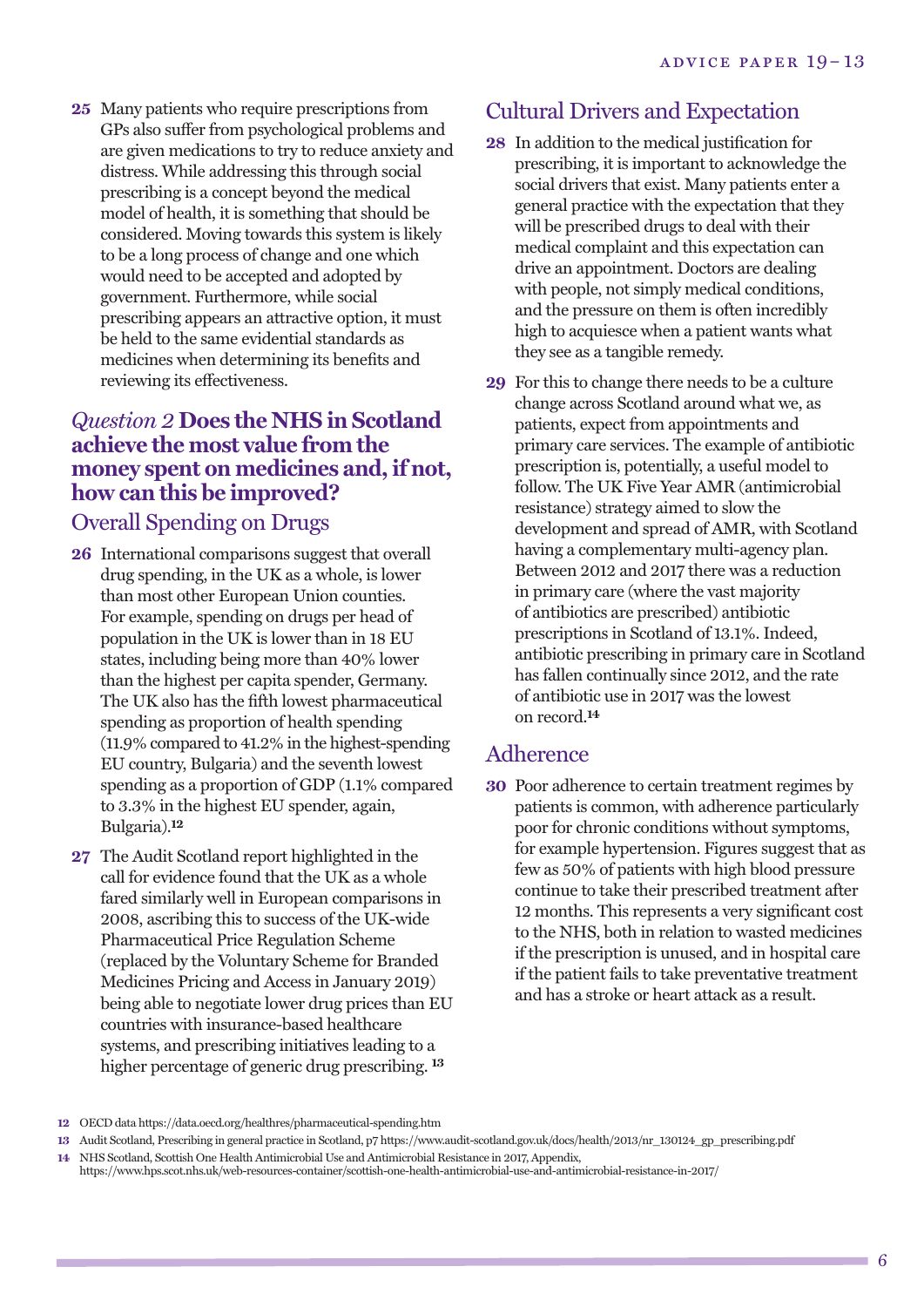25 Many patients who require prescriptions from GPs also suffer from psychological problems and are given medications to try to reduce anxiety and distress. While addressing this through social prescribing is a concept beyond the medical model of health, it is something that should be considered. Moving towards this system is likely to be a long process of change and one which would need to be accepted and adopted by government. Furthermore, while social prescribing appears an attractive option, it must be held to the same evidential standards as medicines when determining its benefits and reviewing its effectiveness.

## *Question 2* Does the NHS in Scotland achieve the most value from the money spent on medicines and, if not, how can this be improved?

### Overall Spending on Drugs

26 International comparisons suggest that overall drug spending, in the UK as a whole, is lower than most other European Union counties. For example, spending on drugs per head of population in the UK is lower than in 18 EU states, including being more than 40% lower than the highest per capita spender, Germany. The UK also has the fifth lowest pharmaceutical spending as proportion of health spending (11.9% compared to 41.2% in the highest-spending EU country, Bulgaria) and the seventh lowest spending as a proportion of GDP (1.1% compared to 3.3% in the highest EU spender, again, Bulgaria).[12]

27 The Audit Scotland report highlighted in the call for evidence found that the UK as a whole fared similarly well in European comparisons in 2008, ascribing this to success of the UK-wide Pharmaceutical Price Regulation Scheme (replaced by the Voluntary Scheme for Branded Medicines Pricing and Access in January 2019) being able to negotiate lower drug prices than EU countries with insurance-based healthcare systems, and prescribing initiatives leading to a higher percentage of generic drug prescribing.[13]

### Cultural Drivers and Expectation

28 In addition to the medical justification for prescribing, it is important to acknowledge the social drivers that exist. Many patients enter a general practice with the expectation that they will be prescribed drugs to deal with their medical complaint and this expectation can drive an appointment. Doctors are dealing with people, not simply medical conditions, and the pressure on them is often incredibly high to acquiesce when a patient wants what they see as a tangible remedy.

29 For this to change there needs to be a culture change across Scotland around what we, as patients, expect from appointments and primary care services. The example of antibiotic prescription is, potentially, a useful model to follow. The UK Five Year AMR (antimicrobial resistance) strategy aimed to slow the development and spread of AMR, with Scotland having a complementary multi-agency plan. Between 2012 and 2017 there was a reduction in primary care (where the vast majority of antibiotics are prescribed) antibiotic prescriptions in Scotland of 13.1%. Indeed, antibiotic prescribing in primary care in Scotland has fallen continually since 2012, and the rate of antibiotic use in 2017 was the lowest on record.[14]

### Adherence

30 Poor adherence to certain treatment regimes by patients is common, with adherence particularly poor for chronic conditions without symptoms, for example hypertension. Figures suggest that as few as 50% of patients with high blood pressure continue to take their prescribed treatment after 12 months. This represents a very significant cost to the NHS, both in relation to wasted medicines if the prescription is unused, and in hospital care if the patient fails to take preventative treatment and has a stroke or heart attack as a result.

---

12 OECD data https://data.oecd.org/healthres/pharmaceutical-spending.htm

13 Audit Scotland, Prescribing in general practice in Scotland, p7 https://www.audit-scotland.gov.uk/docs/health/2013/nr_130124_gp_prescribing.pdf

14 NHS Scotland, Scottish One Health Antimicrobial Use and Antimicrobial Resistance in 2017, Appendix, https://www.hps.scot.nhs.uk/web-resources-container/scottish-one-health-antimicrobial-use-and-antimicrobial-resistance-in-2017/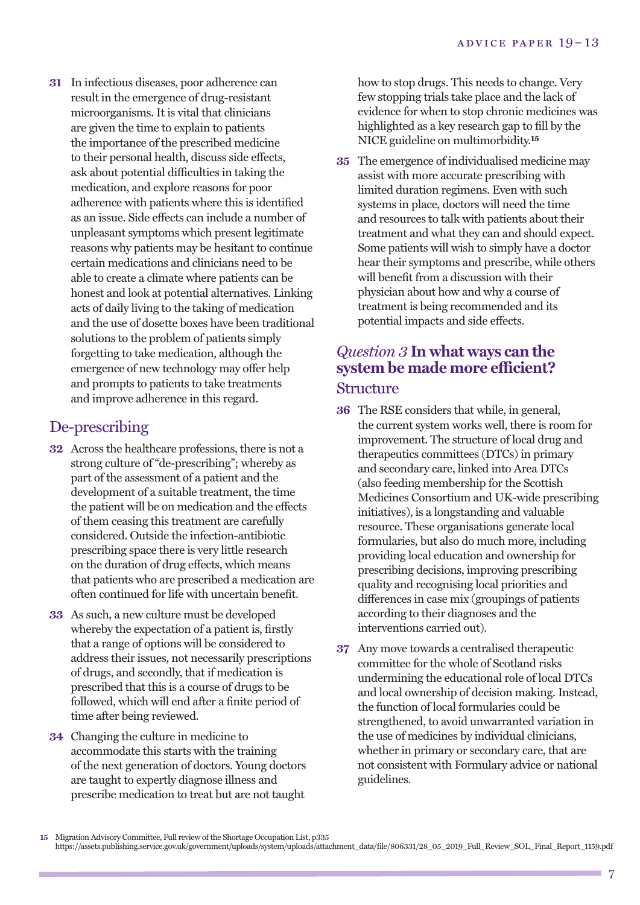31 In infectious diseases, poor adherence can result in the emergence of drug-resistant microorganisms. It is vital that clinicians are given the time to explain to patients the importance of the prescribed medicine to their personal health, discuss side effects, ask about potential difficulties in taking the medication, and explore reasons for poor adherence with patients where this is identified as an issue. Side effects can include a number of unpleasant symptoms which present legitimate reasons why patients may be hesitant to continue certain medications and clinicians need to be able to create a climate where patients can be honest and look at potential alternatives. Linking acts of daily living to the taking of medication and the use of dosette boxes have been traditional solutions to the problem of patients simply forgetting to take medication, although the emergence of new technology may offer help and prompts to patients to take treatments and improve adherence in this regard.

## De-prescribing

32 Across the healthcare professions, there is not a strong culture of "de-prescribing"; whereby as part of the assessment of a patient and the development of a suitable treatment, the time the patient will be on medication and the effects of them ceasing this treatment are carefully considered. Outside the infection-antibiotic prescribing space there is very little research on the duration of drug effects, which means that patients who are prescribed a medication are often continued for life with uncertain benefit.

33 As such, a new culture must be developed whereby the expectation of a patient is, firstly that a range of options will be considered to address their issues, not necessarily prescriptions of drugs, and secondly, that if medication is prescribed that this is a course of drugs to be followed, which will end after a finite period of time after being reviewed.

34 Changing the culture in medicine to accommodate this starts with the training of the next generation of doctors. Young doctors are taught to expertly diagnose illness and prescribe medication to treat but are not taught how to stop drugs. This needs to change. Very few stopping trials take place and the lack of evidence for when to stop chronic medicines was highlighted as a key research gap to fill by the NICE guideline on multimorbidity.[15]

35 The emergence of individualised medicine may assist with more accurate prescribing with limited duration regimens. Even with such systems in place, doctors will need the time and resources to talk with patients about their treatment and what they can and should expect. Some patients will wish to simply have a doctor hear their symptoms and prescribe, while others will benefit from a discussion with their physician about how and why a course of treatment is being recommended and its potential impacts and side effects.

## *Question 3* **In what ways can the system be made more efficient?**

### Structure

36 The RSE considers that while, in general, the current system works well, there is room for improvement. The structure of local drug and therapeutics committees (DTCs) in primary and secondary care, linked into Area DTCs (also feeding membership for the Scottish Medicines Consortium and UK-wide prescribing initiatives), is a longstanding and valuable resource. These organisations generate local formularies, but also do much more, including providing local education and ownership for prescribing decisions, improving prescribing quality and recognising local priorities and differences in case mix (groupings of patients according to their diagnoses and the interventions carried out).

37 Any move towards a centralised therapeutic committee for the whole of Scotland risks undermining the educational role of local DTCs and local ownership of decision making. Instead, the function of local formularies could be strengthened, to avoid unwarranted variation in the use of medicines by individual clinicians, whether in primary or secondary care, that are not consistent with Formulary advice or national guidelines.

15 Migration Advisory Committee, Full review of the Shortage Occupation List, p335 https://assets.publishing.service.gov.uk/government/uploads/system/uploads/attachment_data/file/806331/28_05_2019_Full_Review_SOL_Final_Report_1159.pdf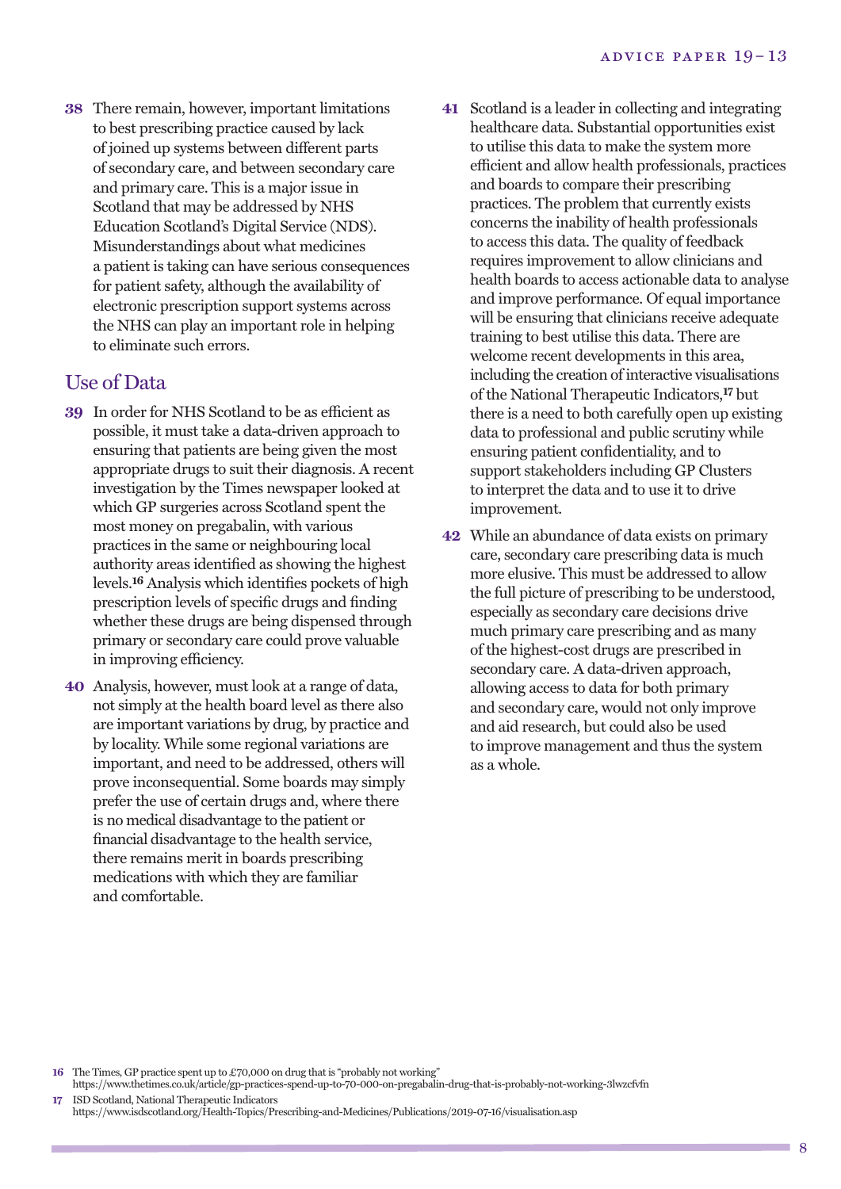**38** There remain, however, important limitations to best prescribing practice caused by lack of joined up systems between different parts of secondary care, and between secondary care and primary care. This is a major issue in Scotland that may be addressed by NHS Education Scotland's Digital Service (NDS). Misunderstandings about what medicines a patient is taking can have serious consequences for patient safety, although the availability of electronic prescription support systems across the NHS can play an important role in helping to eliminate such errors.

## Use of Data

**39** In order for NHS Scotland to be as efficient as possible, it must take a data-driven approach to ensuring that patients are being given the most appropriate drugs to suit their diagnosis. A recent investigation by the Times newspaper looked at which GP surgeries across Scotland spent the most money on pregabalin, with various practices in the same or neighbouring local authority areas identified as showing the highest levels.[16] Analysis which identifies pockets of high prescription levels of specific drugs and finding whether these drugs are being dispensed through primary or secondary care could prove valuable in improving efficiency.

**40** Analysis, however, must look at a range of data, not simply at the health board level as there also are important variations by drug, by practice and by locality. While some regional variations are important, and need to be addressed, others will prove inconsequential. Some boards may simply prefer the use of certain drugs and, where there is no medical disadvantage to the patient or financial disadvantage to the health service, there remains merit in boards prescribing medications with which they are familiar and comfortable.

**41** Scotland is a leader in collecting and integrating healthcare data. Substantial opportunities exist to utilise this data to make the system more efficient and allow health professionals, practices and boards to compare their prescribing practices. The problem that currently exists concerns the inability of health professionals to access this data. The quality of feedback requires improvement to allow clinicians and health boards to access actionable data to analyse and improve performance. Of equal importance will be ensuring that clinicians receive adequate training to best utilise this data. There are welcome recent developments in this area, including the creation of interactive visualisations of the National Therapeutic Indicators,[17] but there is a need to both carefully open up existing data to professional and public scrutiny while ensuring patient confidentiality, and to support stakeholders including GP Clusters to interpret the data and to use it to drive improvement.

**42** While an abundance of data exists on primary care, secondary care prescribing data is much more elusive. This must be addressed to allow the full picture of prescribing to be understood, especially as secondary care decisions drive much primary care prescribing and as many of the highest-cost drugs are prescribed in secondary care. A data-driven approach, allowing access to data for both primary and secondary care, would not only improve and aid research, but could also be used to improve management and thus the system as a whole.

---

16 The Times, GP practice spent up to £70,000 on drug that is "probably not working" https://www.thetimes.co.uk/article/gp-practices-spend-up-to-70-000-on-pregabalin-drug-that-is-probably-not-working-3lwzcfvfn

17 ISD Scotland, National Therapeutic Indicators https://www.isdscotland.org/Health-Topics/Prescribing-and-Medicines/Publications/2019-07-16/visualisation.asp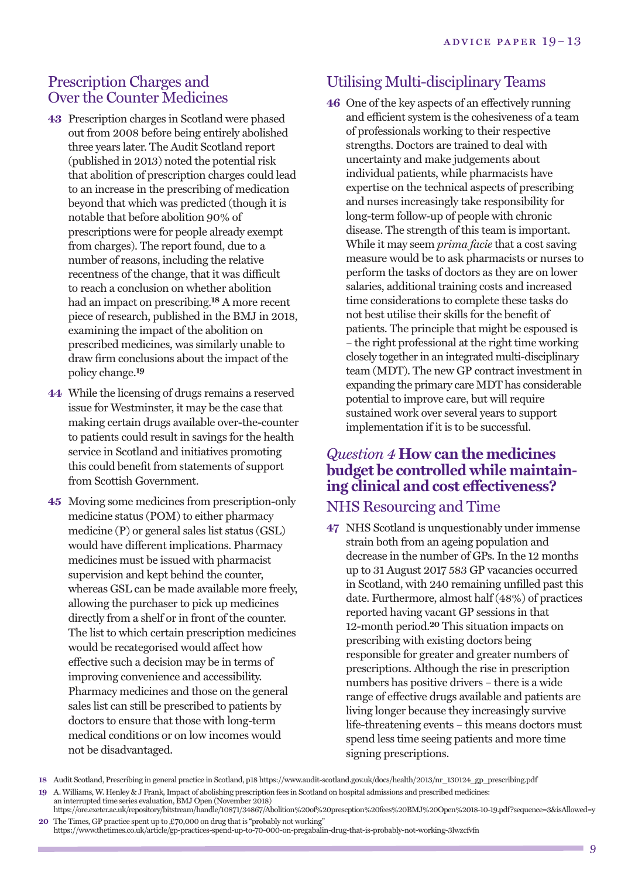## Prescription Charges and Over the Counter Medicines

**43** Prescription charges in Scotland were phased out from 2008 before being entirely abolished three years later. The Audit Scotland report (published in 2013) noted the potential risk that abolition of prescription charges could lead to an increase in the prescribing of medication beyond that which was predicted (though it is notable that before abolition 90% of prescriptions were for people already exempt from charges). The report found, due to a number of reasons, including the relative recentness of the change, that it was difficult to reach a conclusion on whether abolition had an impact on prescribing.[18] A more recent piece of research, published in the BMJ in 2018, examining the impact of the abolition on prescribed medicines, was similarly unable to draw firm conclusions about the impact of the policy change.[19]

**44** While the licensing of drugs remains a reserved issue for Westminster, it may be the case that making certain drugs available over-the-counter to patients could result in savings for the health service in Scotland and initiatives promoting this could benefit from statements of support from Scottish Government.

**45** Moving some medicines from prescription-only medicine status (POM) to either pharmacy medicine (P) or general sales list status (GSL) would have different implications. Pharmacy medicines must be issued with pharmacist supervision and kept behind the counter, whereas GSL can be made available more freely, allowing the purchaser to pick up medicines directly from a shelf or in front of the counter. The list to which certain prescription medicines would be recategorised would affect how effective such a decision may be in terms of improving convenience and accessibility. Pharmacy medicines and those on the general sales list can still be prescribed to patients by doctors to ensure that those with long-term medical conditions or on low incomes would not be disadvantaged.

## Utilising Multi-disciplinary Teams

**46** One of the key aspects of an effectively running and efficient system is the cohesiveness of a team of professionals working to their respective strengths. Doctors are trained to deal with uncertainty and make judgements about individual patients, while pharmacists have expertise on the technical aspects of prescribing and nurses increasingly take responsibility for long-term follow-up of people with chronic disease. The strength of this team is important. While it may seem *prima facie* that a cost saving measure would be to ask pharmacists or nurses to perform the tasks of doctors as they are on lower salaries, additional training costs and increased time considerations to complete these tasks do not best utilise their skills for the benefit of patients. The principle that might be espoused is – the right professional at the right time working closely together in an integrated multi-disciplinary team (MDT). The new GP contract investment in expanding the primary care MDT has considerable potential to improve care, but will require sustained work over several years to support implementation if it is to be successful.

## *Question 4* **How can the medicines budget be controlled while maintaining clinical and cost effectiveness?**

### NHS Resourcing and Time

**47** NHS Scotland is unquestionably under immense strain both from an ageing population and decrease in the number of GPs. In the 12 months up to 31 August 2017 583 GP vacancies occurred in Scotland, with 240 remaining unfilled past this date. Furthermore, almost half (48%) of practices reported having vacant GP sessions in that 12-month period.[20] This situation impacts on prescribing with existing doctors being responsible for greater and greater numbers of prescriptions. Although the rise in prescription numbers has positive drivers – there is a wide range of effective drugs available and patients are living longer because they increasingly survive life-threatening events – this means doctors must spend less time seeing patients and more time signing prescriptions.

---

**18** Audit Scotland, Prescribing in general practice in Scotland, p18 https://www.audit-scotland.gov.uk/docs/health/2013/nr_130124_gp_prescribing.pdf

**19** A. Williams, W. Henley & J Frank, Impact of abolishing prescription fees in Scotland on hospital admissions and prescribed medicines: an interrupted time series evaluation, BMJ Open (November 2018) https://ore.exeter.ac.uk/repository/bitstream/handle/10871/34867/Abolition%20of%20presciption%20fees%20BMJ%20Open%2018-10-19.pdf?sequence=3&isAllowed=y

**20** The Times, GP practice spent up to £70,000 on drug that is "probably not working" https://www.thetimes.co.uk/article/gp-practices-spend-up-to-70-000-on-pregabalin-drug-that-is-probably-not-working-3lwzcfvfn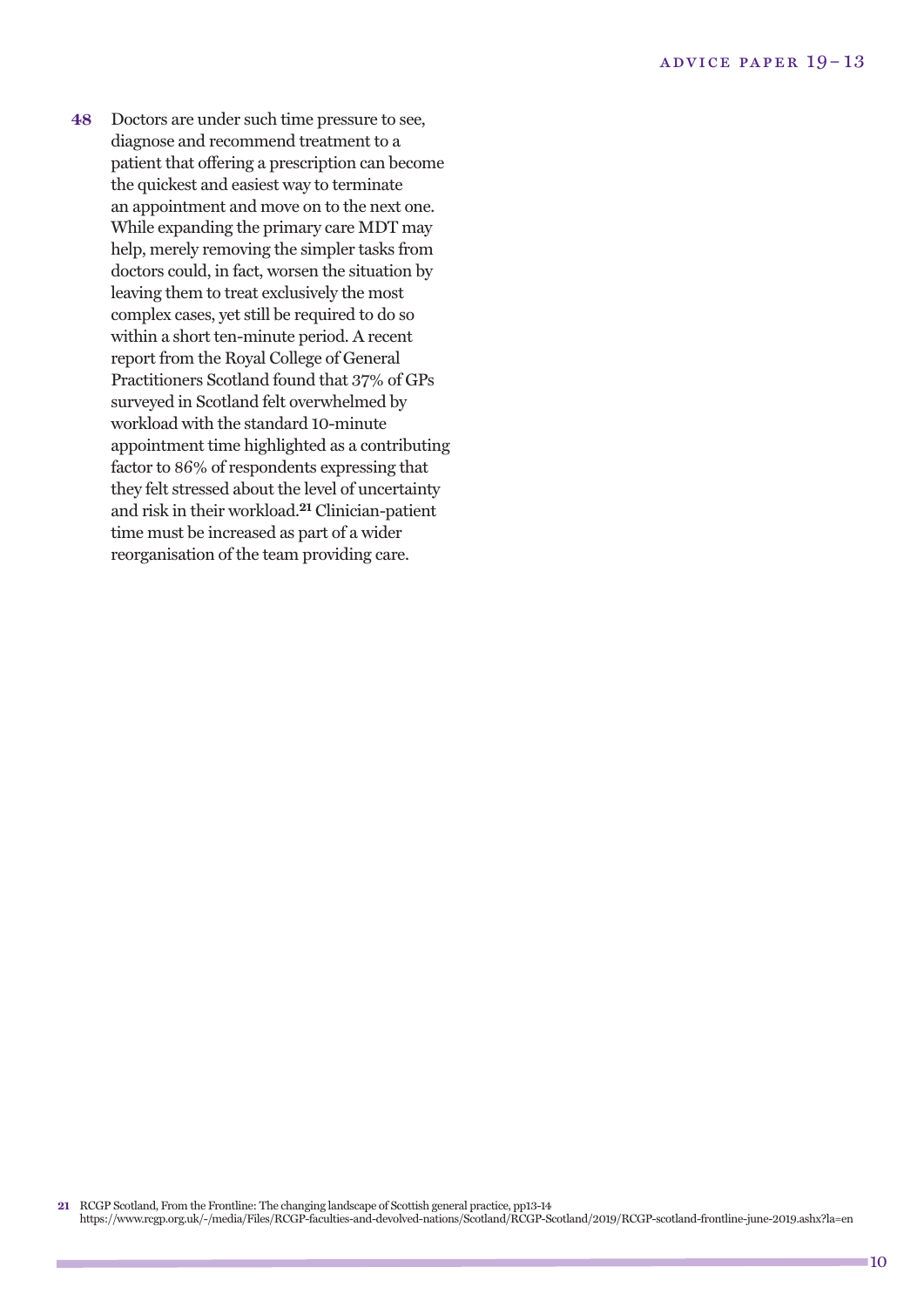**48** Doctors are under such time pressure to see, diagnose and recommend treatment to a patient that offering a prescription can become the quickest and easiest way to terminate an appointment and move on to the next one. While expanding the primary care MDT may help, merely removing the simpler tasks from doctors could, in fact, worsen the situation by leaving them to treat exclusively the most complex cases, yet still be required to do so within a short ten-minute period. A recent report from the Royal College of General Practitioners Scotland found that 37% of GPs surveyed in Scotland felt overwhelmed by workload with the standard 10-minute appointment time highlighted as a contributing factor to 86% of respondents expressing that they felt stressed about the level of uncertainty and risk in their workload.[21] Clinician-patient time must be increased as part of a wider reorganisation of the team providing care.

---

**21** RCGP Scotland, From the Frontline: The changing landscape of Scottish general practice, pp13-14 https://www.rcgp.org.uk/-/media/Files/RCGP-faculties-and-devolved-nations/Scotland/RCGP-Scotland/2019/RCGP-scotland-frontline-june-2019.ashx?la=en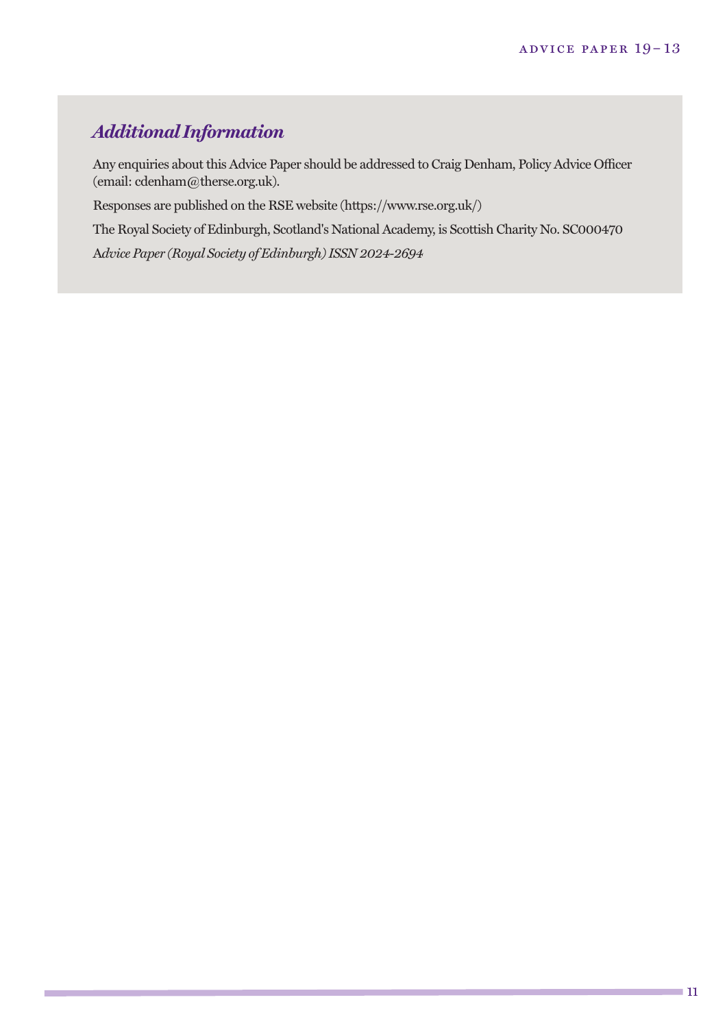## *Additional Information*

Any enquiries about this Advice Paper should be addressed to Craig Denham, Policy Advice Officer (email: cdenham@therse.org.uk).

Responses are published on the RSE website (https://www.rse.org.uk/)

The Royal Society of Edinburgh, Scotland's National Academy, is Scottish Charity No. SC000470

*Advice Paper (Royal Society of Edinburgh) ISSN 2024-2694*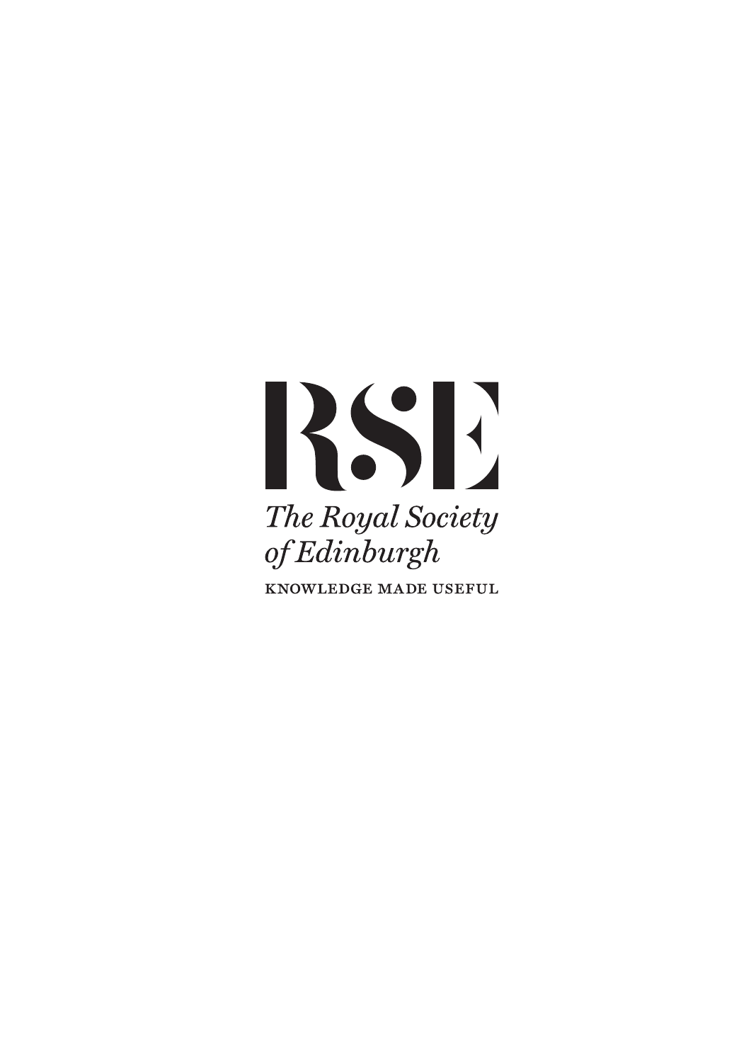RSE

*The Royal Society of Edinburgh*

KNOWLEDGE MADE USEFUL